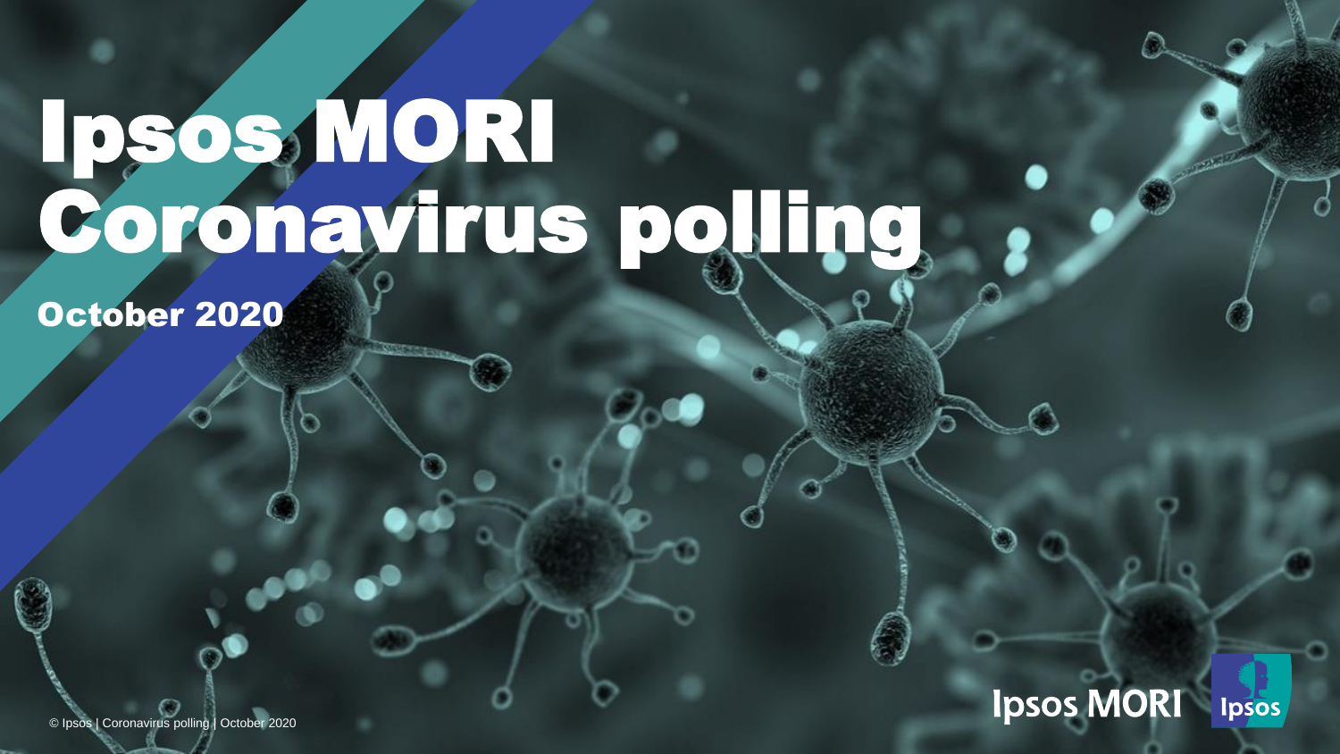# Ipsos MORI Coronavirus polling

## October 2020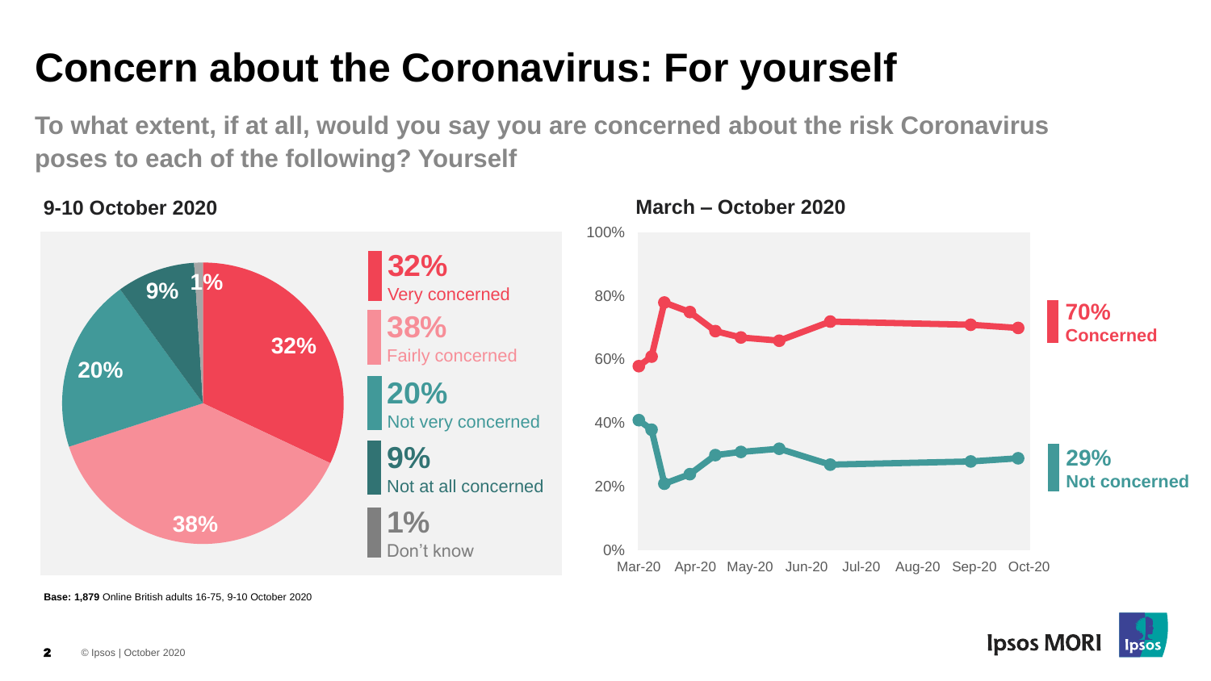# Concern about the Coronavirus: For yourself

**To what extent, if at all, would you say you are concerned about the risk Coronavirus poses to each of the following? Yourself**

**9-10 October 2020**

| Response | % |
|---|---|
| Very concerned | 32% |
| Fairly concerned | 38% |
| Not very concerned | 20% |
| Not at all concerned | 9% |
| Don't know | 1% |

**March – October 2020**

- **70%** Concerned
- **29%** Not concerned

**Base: 1,879** Online British adults 16-75, 9-10 October 2020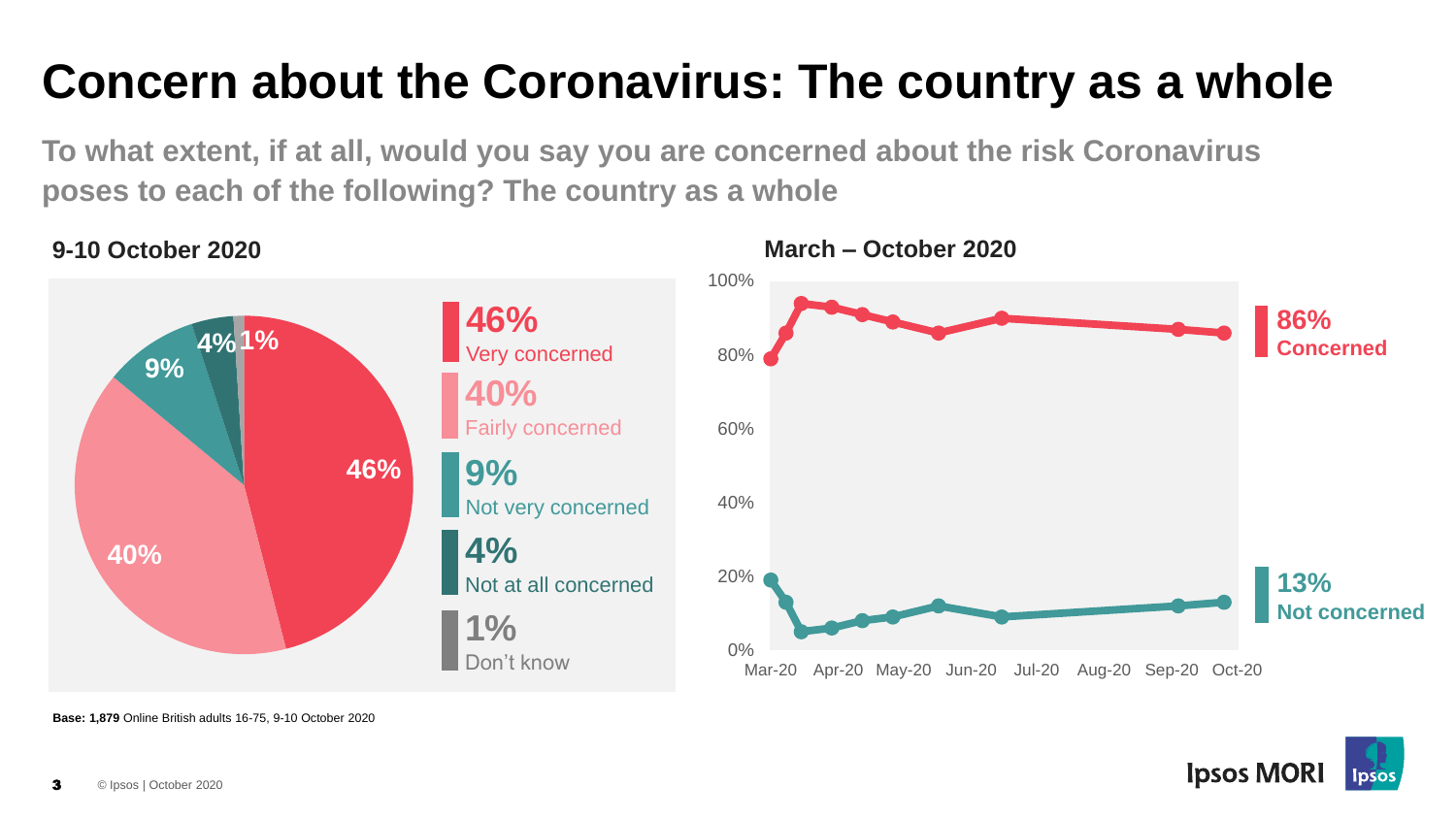# Concern about the Coronavirus: The country as a whole

**To what extent, if at all, would you say you are concerned about the risk Coronavirus poses to each of the following? The country as a whole**

### 9-10 October 2020

- **46%** Very concerned
- **40%** Fairly concerned
- **9%** Not very concerned
- **4%** Not at all concerned
- **1%** Don't know

### March – October 2020

- **86%** Concerned
- **13%** Not concerned

**Base: 1,879** Online British adults 16-75, 9-10 October 2020

© Ipsos | October 2020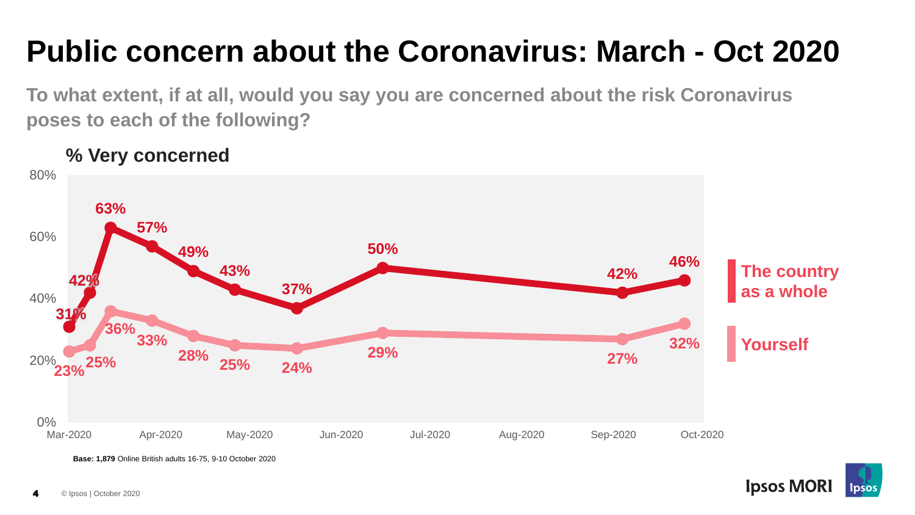# Public concern about the Coronavirus: March - Oct 2020

**To what extent, if at all, would you say you are concerned about the risk Coronavirus poses to each of the following?**

**% Very concerned**

| Date | The country as a whole | Yourself |
|---|---|---|
| Mar-2020 | 31% | 23% |
| | 42% | 25% |
| | 63% | 36% |
| Apr-2020 | 57% | 33% |
| | 49% | 28% |
| May-2020 | 43% | 25% |
| | 37% | 24% |
| Jun-2020 | 50% | 29% |
| Sep-2020 | 42% | 27% |
| Oct-2020 | 46% | 32% |

**Base: 1,879** Online British adults 16-75, 9-10 October 2020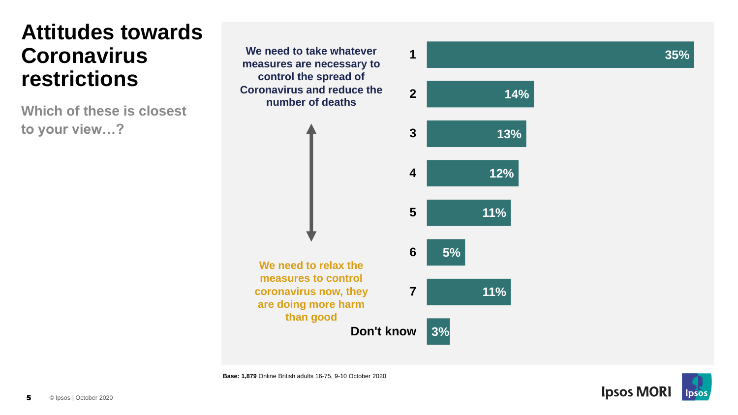# Attitudes towards Coronavirus restrictions

**Which of these is closest to your view…?**

**We need to take whatever measures are necessary to control the spread of Coronavirus and reduce the number of deaths**

↕

**We need to relax the measures to control coronavirus now, they are doing more harm than good**

| Scale | % |
|---|---|
| 1 | 35% |
| 2 | 14% |
| 3 | 13% |
| 4 | 12% |
| 5 | 11% |
| 6 | 5% |
| 7 | 11% |
| Don't know | 3% |

**Base: 1,879** Online British adults 16-75, 9-10 October 2020

© Ipsos | October 2020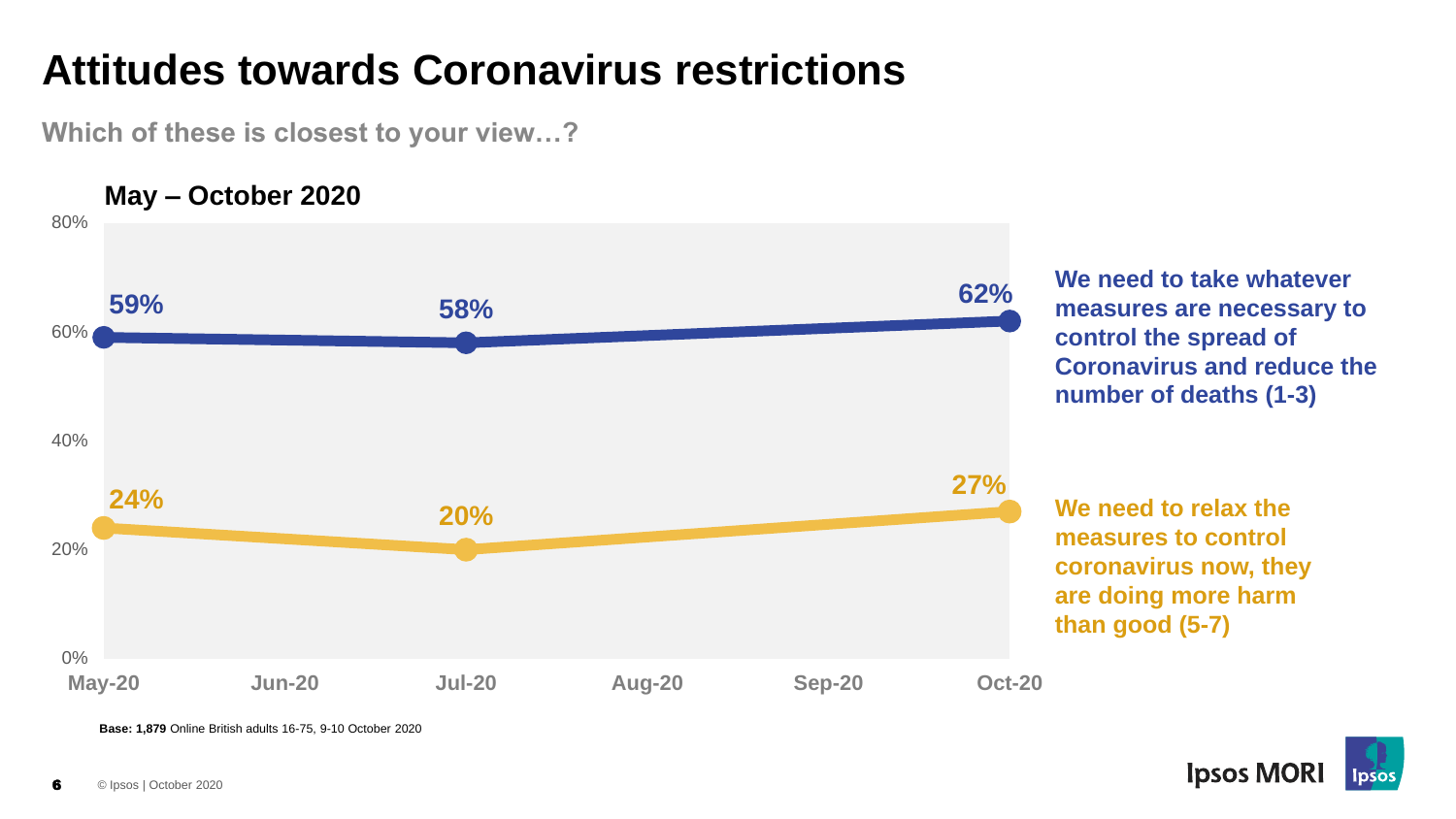# Attitudes towards Coronavirus restrictions

**Which of these is closest to your view…?**

**May – October 2020**

| | May-20 | Jul-20 | Oct-20 |
|---|---|---|---|
| We need to take whatever measures are necessary to control the spread of Coronavirus and reduce the number of deaths (1-3) | 59% | 58% | 62% |
| We need to relax the measures to control coronavirus now, they are doing more harm than good (5-7) | 24% | 20% | 27% |

**Base: 1,879** Online British adults 16-75, 9-10 October 2020

© Ipsos | October 2020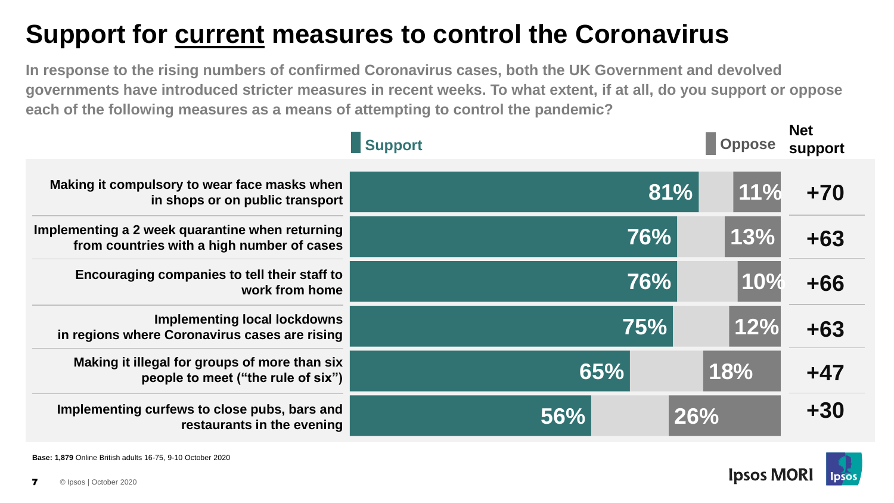# Support for current measures to control the Coronavirus

**In response to the rising numbers of confirmed Coronavirus cases, both the UK Government and devolved governments have introduced stricter measures in recent weeks. To what extent, if at all, do you support or oppose each of the following measures as a means of attempting to control the pandemic?**

| Measure | Support | Oppose | Net support |
|---|---|---|---|
| Making it compulsory to wear face masks when in shops or on public transport | 81% | 11% | +70 |
| Implementing a 2 week quarantine when returning from countries with a high number of cases | 76% | 13% | +63 |
| Encouraging companies to tell their staff to work from home | 76% | 10% | +66 |
| Implementing local lockdowns in regions where Coronavirus cases are rising | 75% | 12% | +63 |
| Making it illegal for groups of more than six people to meet ("the rule of six") | 65% | 18% | +47 |
| Implementing curfews to close pubs, bars and restaurants in the evening | 56% | 26% | +30 |

**Base: 1,879** Online British adults 16-75, 9-10 October 2020

© Ipsos | October 2020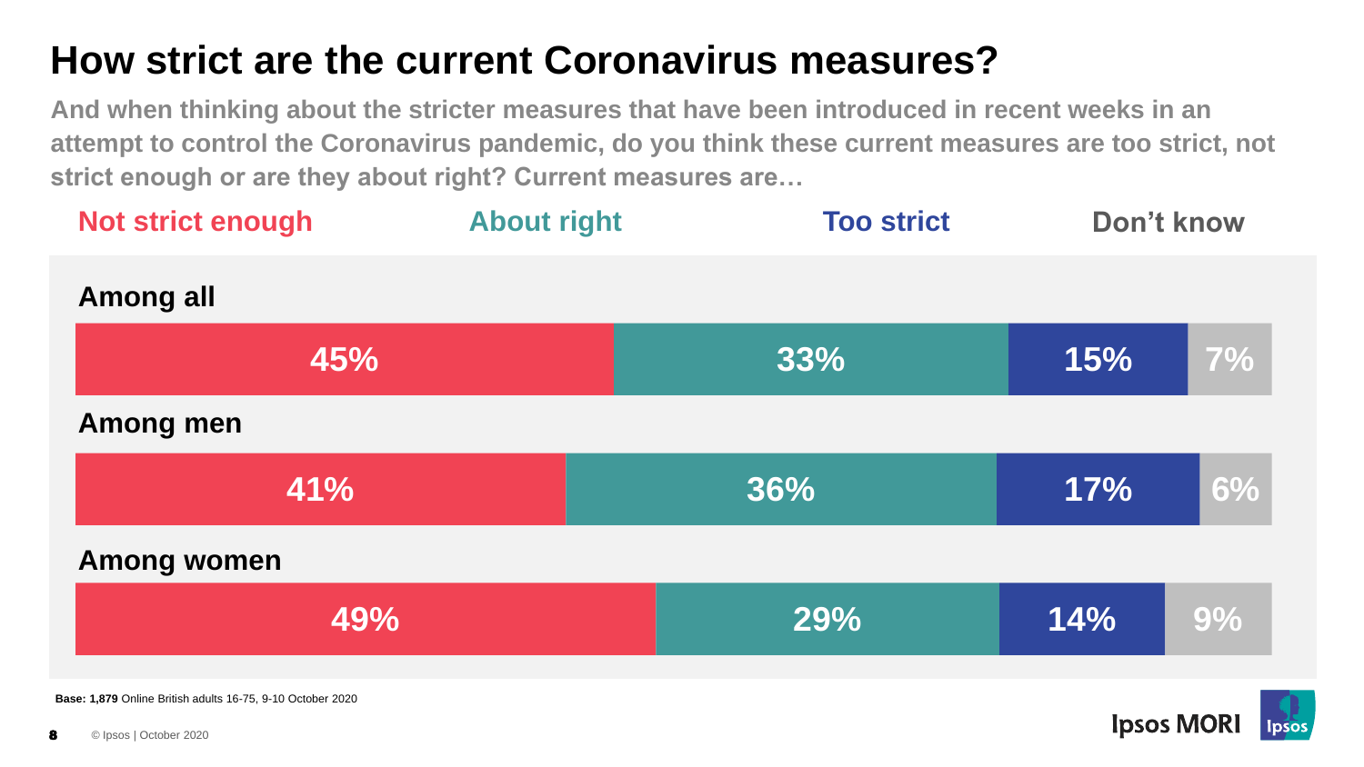# How strict are the current Coronavirus measures?

**And when thinking about the stricter measures that have been introduced in recent weeks in an attempt to control the Coronavirus pandemic, do you think these current measures are too strict, not strict enough or are they about right? Current measures are…**

| | Not strict enough | About right | Too strict | Don't know |
|---|---|---|---|---|
| Among all | 45% | 33% | 15% | 7% |
| Among men | 41% | 36% | 17% | 6% |
| Among women | 49% | 29% | 14% | 9% |

**Base: 1,879** Online British adults 16-75, 9-10 October 2020

© Ipsos | October 2020

Ipsos MORI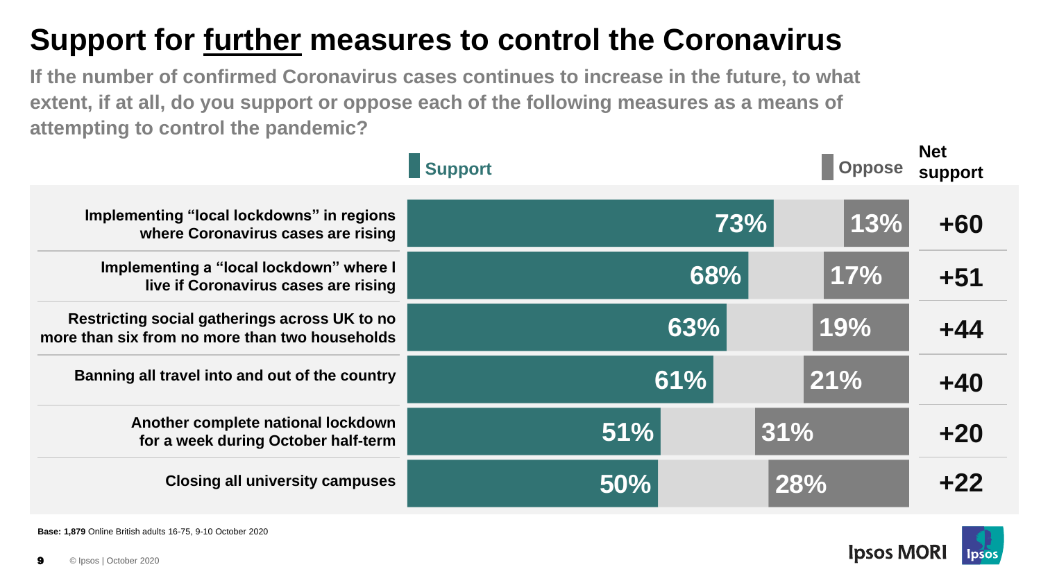# Support for further measures to control the Coronavirus

**If the number of confirmed Coronavirus cases continues to increase in the future, to what extent, if at all, do you support or oppose each of the following measures as a means of attempting to control the pandemic?**

| | Support | Oppose | Net support |
|---|---|---|---|
| Implementing "local lockdowns" in regions where Coronavirus cases are rising | 73% | 13% | +60 |
| Implementing a "local lockdown" where I live if Coronavirus cases are rising | 68% | 17% | +51 |
| Restricting social gatherings across UK to no more than six from no more than two households | 63% | 19% | +44 |
| Banning all travel into and out of the country | 61% | 21% | +40 |
| Another complete national lockdown for a week during October half-term | 51% | 31% | +20 |
| Closing all university campuses | 50% | 28% | +22 |

**Base: 1,879** Online British adults 16-75, 9-10 October 2020

© Ipsos | October 2020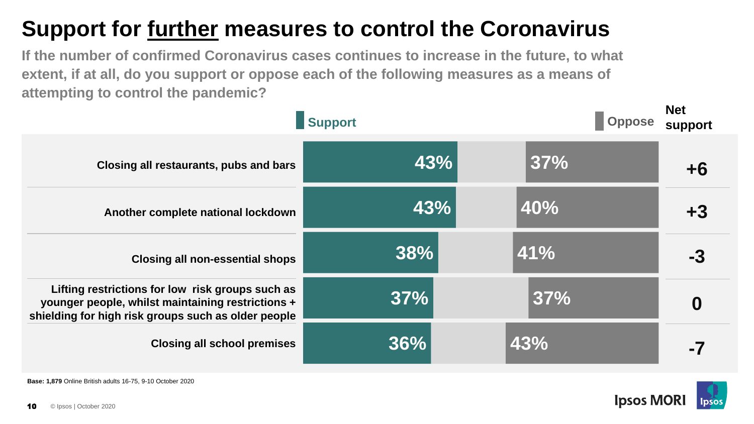# Support for further measures to control the Coronavirus

**If the number of confirmed Coronavirus cases continues to increase in the future, to what extent, if at all, do you support or oppose each of the following measures as a means of attempting to control the pandemic?**

| Measure | Support | Oppose | Net support |
|---|---|---|---|
| Closing all restaurants, pubs and bars | 43% | 37% | +6 |
| Another complete national lockdown | 43% | 40% | +3 |
| Closing all non-essential shops | 38% | 41% | -3 |
| Lifting restrictions for low risk groups such as younger people, whilst maintaining restrictions + shielding for high risk groups such as older people | 37% | 37% | 0 |
| Closing all school premises | 36% | 43% | -7 |

**Base: 1,879** Online British adults 16-75, 9-10 October 2020

© Ipsos | October 2020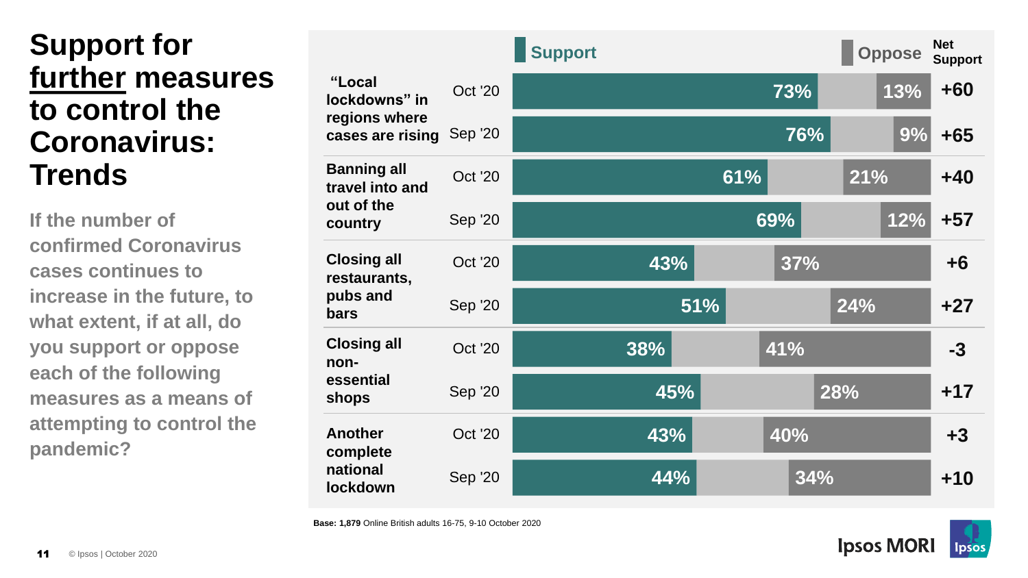# Support for further measures to control the Coronavirus: Trends

**If the number of confirmed Coronavirus cases continues to increase in the future, to what extent, if at all, do you support or oppose each of the following measures as a means of attempting to control the pandemic?**

| Measure | Wave | Support | Oppose | Net Support |
|---|---|---|---|---|
| "Local lockdowns" in regions where cases are rising | Oct '20 | 73% | 13% | +60 |
| | Sep '20 | 76% | 9% | +65 |
| Banning all travel into and out of the country | Oct '20 | 61% | 21% | +40 |
| | Sep '20 | 69% | 12% | +57 |
| Closing all restaurants, pubs and bars | Oct '20 | 43% | 37% | +6 |
| | Sep '20 | 51% | 24% | +27 |
| Closing all non-essential shops | Oct '20 | 38% | 41% | -3 |
| | Sep '20 | 45% | 28% | +17 |
| Another complete national lockdown | Oct '20 | 43% | 40% | +3 |
| | Sep '20 | 44% | 34% | +10 |

**Base: 1,879** Online British adults 16-75, 9-10 October 2020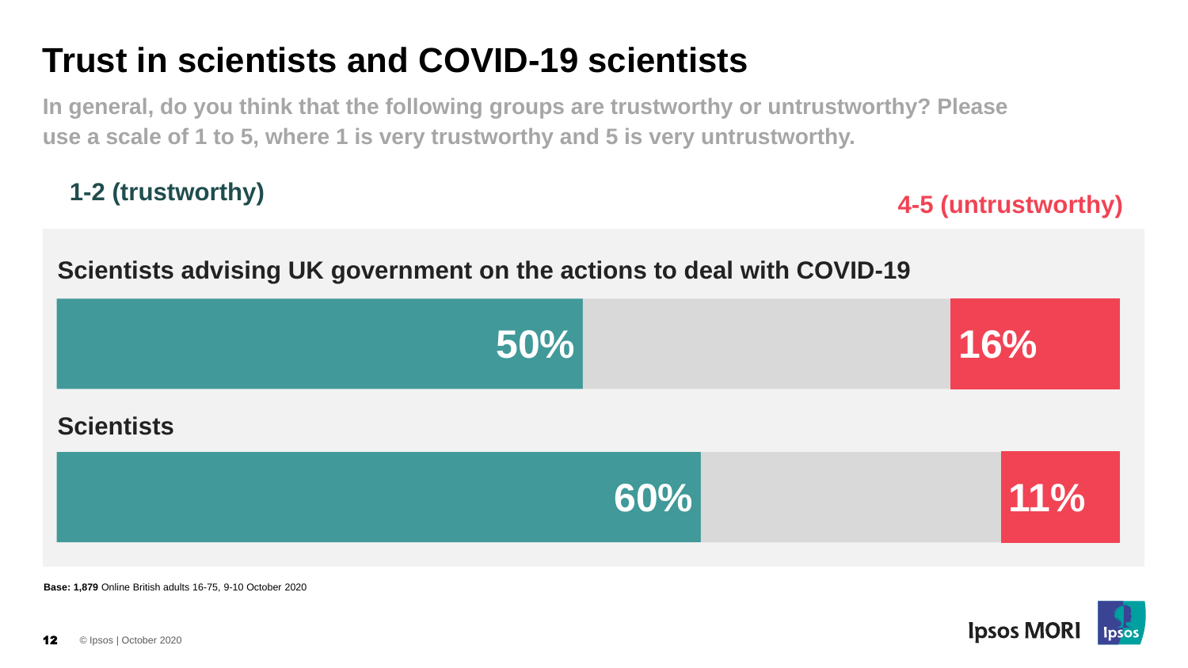# Trust in scientists and COVID-19 scientists

**In general, do you think that the following groups are trustworthy or untrustworthy? Please use a scale of 1 to 5, where 1 is very trustworthy and 5 is very untrustworthy.**

| | 1-2 (trustworthy) | 4-5 (untrustworthy) |
| --- | --- | --- |
| Scientists advising UK government on the actions to deal with COVID-19 | 50% | 16% |
| Scientists | 60% | 11% |

**Base: 1,879** Online British adults 16-75, 9-10 October 2020

© Ipsos | October 2020

Ipsos MORI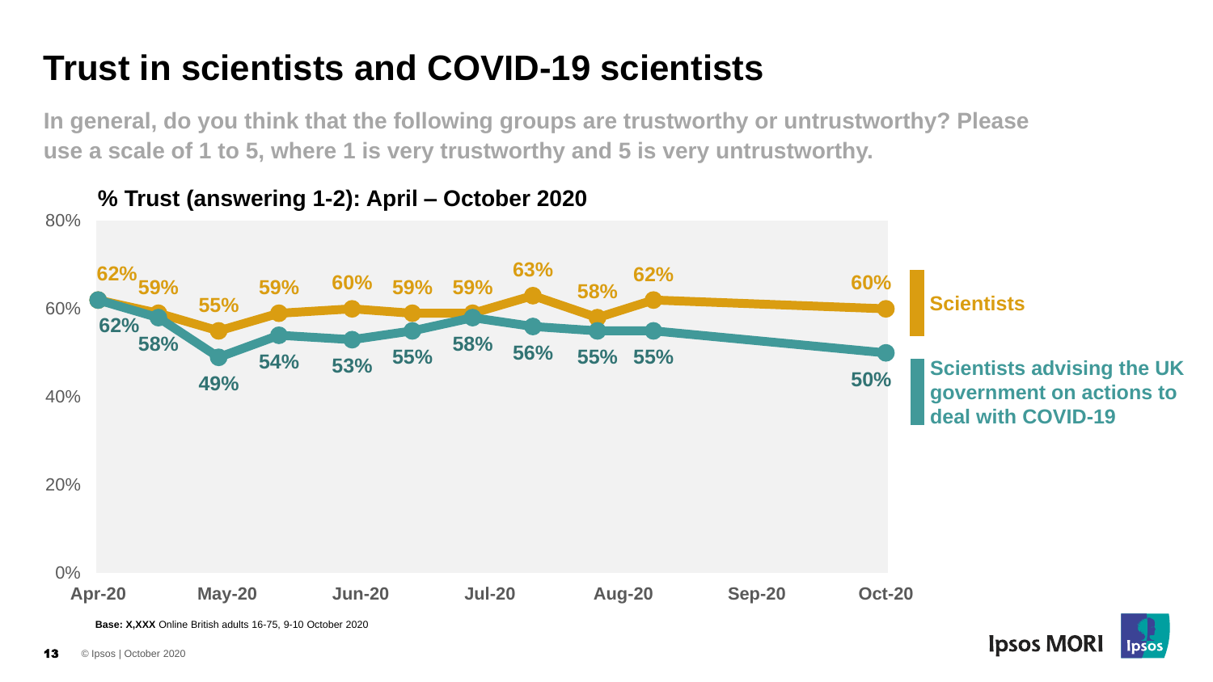# Trust in scientists and COVID-19 scientists

**In general, do you think that the following groups are trustworthy or untrustworthy? Please use a scale of 1 to 5, where 1 is very trustworthy and 5 is very untrustworthy.**

**% Trust (answering 1-2): April – October 2020**

| | Scientists | Scientists advising the UK government on actions to deal with COVID-19 |
|---|---|---|
| Apr-20 | 62% | 62% |
| | 59% | 58% |
| May-20 | 55% | 49% |
| | 59% | 54% |
| Jun-20 | 60% | 53% |
| | 59% | 55% |
| | 59% | 58% |
| Jul-20 | 63% | 56% |
| | 58% | 55% |
| Aug-20 | 62% | 55% |
| Oct-20 | 60% | 50% |

**Base: X,XXX** Online British adults 16-75, 9-10 October 2020

© Ipsos | October 2020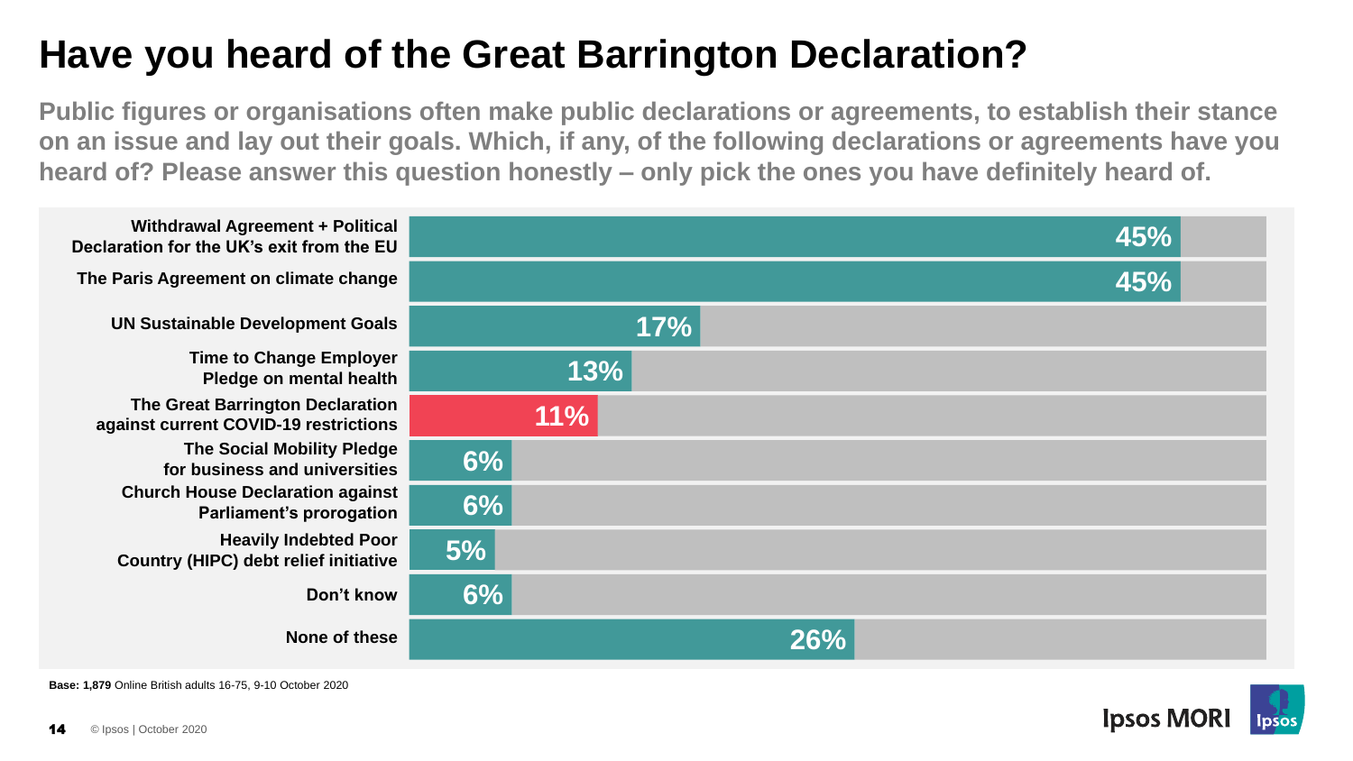# Have you heard of the Great Barrington Declaration?

**Public figures or organisations often make public declarations or agreements, to establish their stance on an issue and lay out their goals. Which, if any, of the following declarations or agreements have you heard of? Please answer this question honestly – only pick the ones you have definitely heard of.**

| Declaration / Agreement | % |
|---|---|
| Withdrawal Agreement + Political Declaration for the UK's exit from the EU | 45% |
| The Paris Agreement on climate change | 45% |
| UN Sustainable Development Goals | 17% |
| Time to Change Employer Pledge on mental health | 13% |
| The Great Barrington Declaration against current COVID-19 restrictions | 11% |
| The Social Mobility Pledge for business and universities | 6% |
| Church House Declaration against Parliament's prorogation | 6% |
| Heavily Indebted Poor Country (HIPC) debt relief initiative | 5% |
| Don't know | 6% |
| None of these | 26% |

**Base: 1,879** Online British adults 16-75, 9-10 October 2020

© Ipsos | October 2020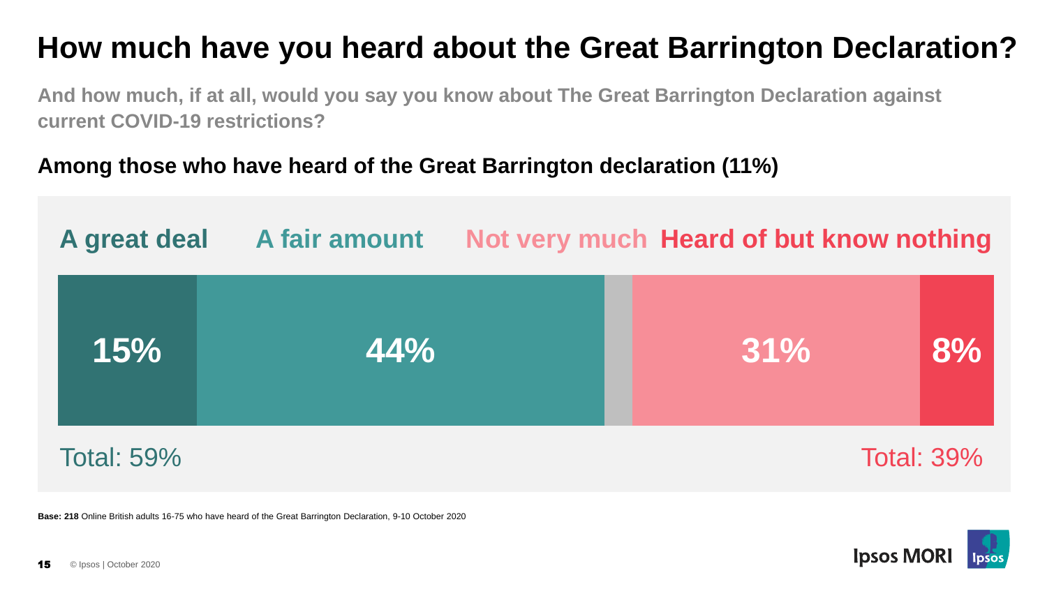# How much have you heard about the Great Barrington Declaration?

**And how much, if at all, would you say you know about The Great Barrington Declaration against current COVID-19 restrictions?**

**Among those who have heard of the Great Barrington declaration (11%)**

| A great deal | A fair amount | | Not very much | Heard of but know nothing |
|---|---|---|---|---|
| 15% | 44% | | 31% | 8% |

Total: 59%

Total: 39%

**Base: 218** Online British adults 16-75 who have heard of the Great Barrington Declaration, 9-10 October 2020

© Ipsos | October 2020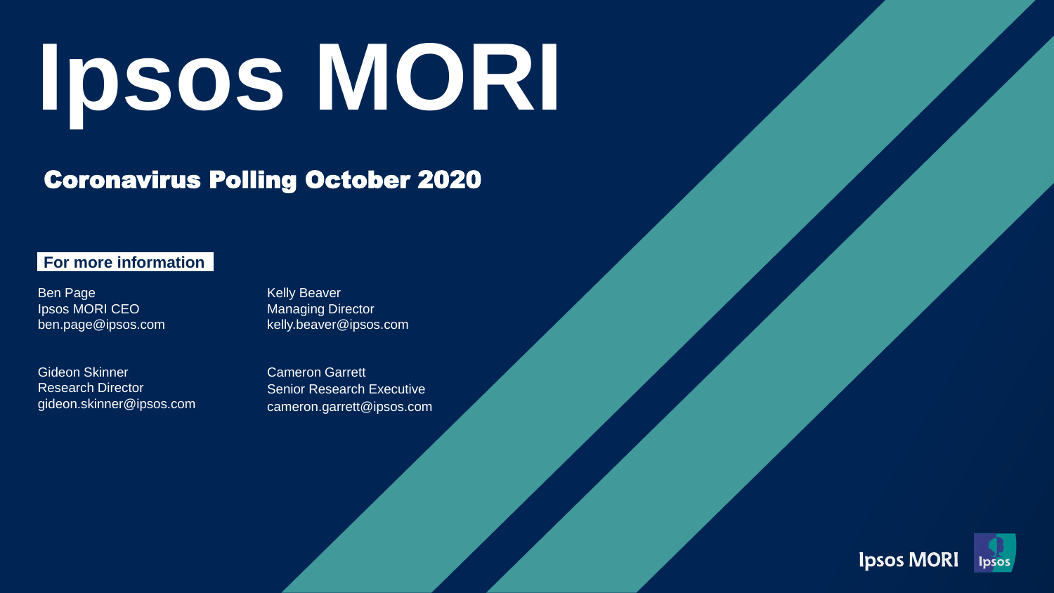# Ipsos MORI

## Coronavirus Polling October 2020

**For more information**

Ben Page
Ipsos MORI CEO
ben.page@ipsos.com

Kelly Beaver
Managing Director
kelly.beaver@ipsos.com

Gideon Skinner
Research Director
gideon.skinner@ipsos.com

Cameron Garrett
Senior Research Executive
cameron.garrett@ipsos.com